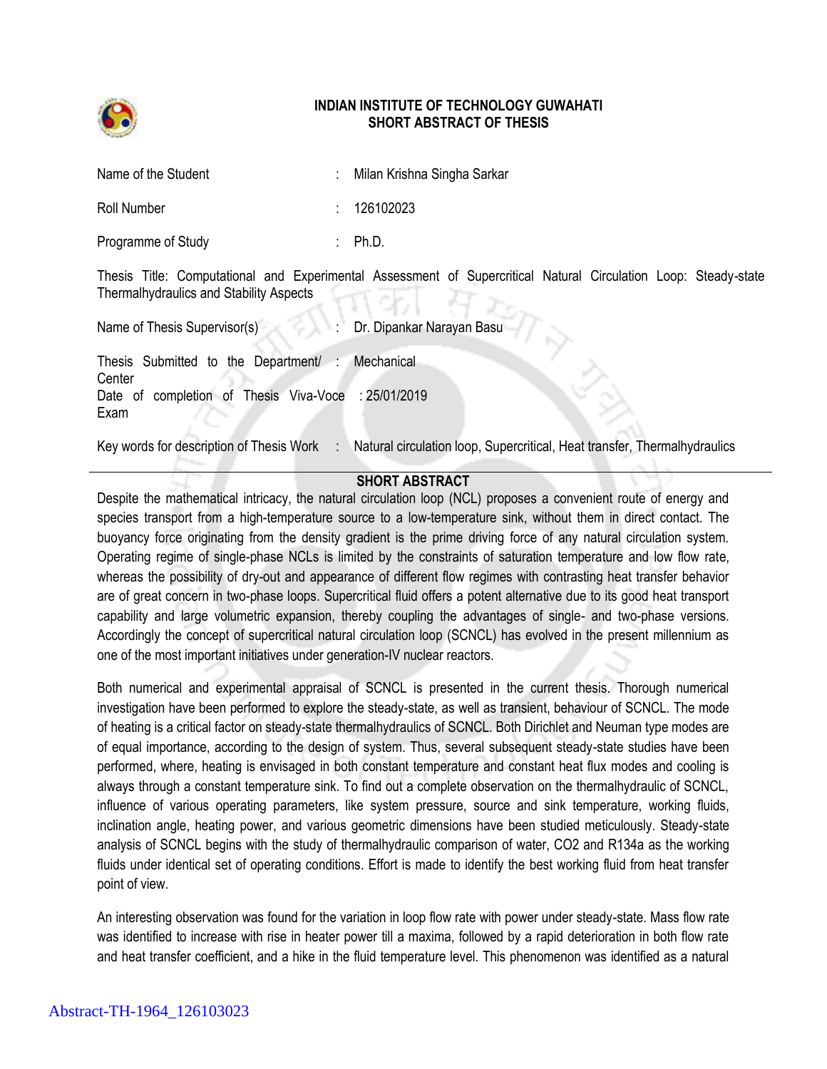# INDIAN INSTITUTE OF TECHNOLOGY GUWAHATI
## SHORT ABSTRACT OF THESIS

| | | |
|---|---|---|
| Name of the Student | : | Milan Krishna Singha Sarkar |
| Roll Number | : | 126102023 |
| Programme of Study | : | Ph.D. |

Thesis Title: Computational and Experimental Assessment of Supercritical Natural Circulation Loop: Steady-state Thermalhydraulics and Stability Aspects

| | | |
|---|---|---|
| Name of Thesis Supervisor(s) | : | Dr. Dipankar Narayan Basu |
| Thesis Submitted to the Department/ Center | : | Mechanical |
| Date of completion of Thesis Viva-Voce Exam | : | 25/01/2019 |
| Key words for description of Thesis Work | : | Natural circulation loop, Supercritical, Heat transfer, Thermalhydraulics |

## SHORT ABSTRACT

Despite the mathematical intricacy, the natural circulation loop (NCL) proposes a convenient route of energy and species transport from a high-temperature source to a low-temperature sink, without them in direct contact. The buoyancy force originating from the density gradient is the prime driving force of any natural circulation system. Operating regime of single-phase NCLs is limited by the constraints of saturation temperature and low flow rate, whereas the possibility of dry-out and appearance of different flow regimes with contrasting heat transfer behavior are of great concern in two-phase loops. Supercritical fluid offers a potent alternative due to its good heat transport capability and large volumetric expansion, thereby coupling the advantages of single- and two-phase versions. Accordingly the concept of supercritical natural circulation loop (SCNCL) has evolved in the present millennium as one of the most important initiatives under generation-IV nuclear reactors.

Both numerical and experimental appraisal of SCNCL is presented in the current thesis. Thorough numerical investigation have been performed to explore the steady-state, as well as transient, behaviour of SCNCL. The mode of heating is a critical factor on steady-state thermalhydraulics of SCNCL. Both Dirichlet and Neuman type modes are of equal importance, according to the design of system. Thus, several subsequent steady-state studies have been performed, where, heating is envisaged in both constant temperature and constant heat flux modes and cooling is always through a constant temperature sink. To find out a complete observation on the thermalhydraulic of SCNCL, influence of various operating parameters, like system pressure, source and sink temperature, working fluids, inclination angle, heating power, and various geometric dimensions have been studied meticulously. Steady-state analysis of SCNCL begins with the study of thermalhydraulic comparison of water, $CO_2$ and R134a as the working fluids under identical set of operating conditions. Effort is made to identify the best working fluid from heat transfer point of view.

An interesting observation was found for the variation in loop flow rate with power under steady-state. Mass flow rate was identified to increase with rise in heater power till a maxima, followed by a rapid deterioration in both flow rate and heat transfer coefficient, and a hike in the fluid temperature level. This phenomenon was identified as a natural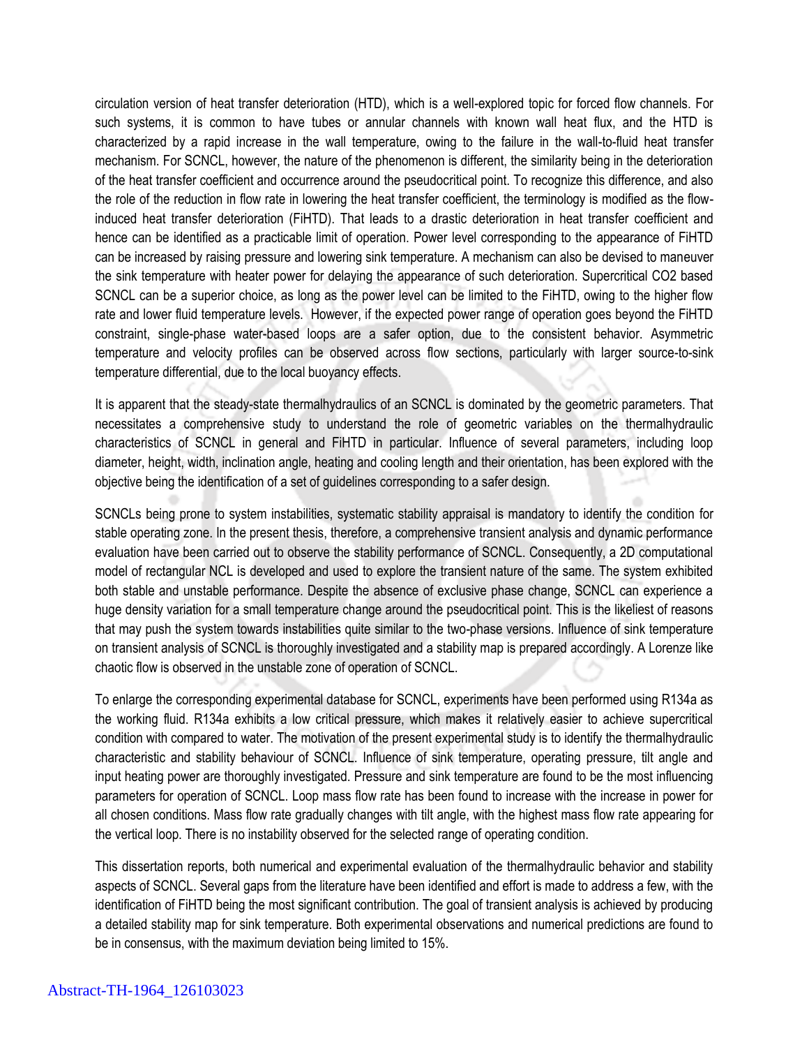circulation version of heat transfer deterioration (HTD), which is a well-explored topic for forced flow channels. For such systems, it is common to have tubes or annular channels with known wall heat flux, and the HTD is characterized by a rapid increase in the wall temperature, owing to the failure in the wall-to-fluid heat transfer mechanism. For SCNCL, however, the nature of the phenomenon is different, the similarity being in the deterioration of the heat transfer coefficient and occurrence around the pseudocritical point. To recognize this difference, and also the role of the reduction in flow rate in lowering the heat transfer coefficient, the terminology is modified as the flow-induced heat transfer deterioration (FiHTD). That leads to a drastic deterioration in heat transfer coefficient and hence can be identified as a practicable limit of operation. Power level corresponding to the appearance of FiHTD can be increased by raising pressure and lowering sink temperature. A mechanism can also be devised to maneuver the sink temperature with heater power for delaying the appearance of such deterioration. Supercritical $CO_2$ based SCNCL can be a superior choice, as long as the power level can be limited to the FiHTD, owing to the higher flow rate and lower fluid temperature levels. However, if the expected power range of operation goes beyond the FiHTD constraint, single-phase water-based loops are a safer option, due to the consistent behavior. Asymmetric temperature and velocity profiles can be observed across flow sections, particularly with larger source-to-sink temperature differential, due to the local buoyancy effects.

It is apparent that the steady-state thermalhydraulics of an SCNCL is dominated by the geometric parameters. That necessitates a comprehensive study to understand the role of geometric variables on the thermalhydraulic characteristics of SCNCL in general and FiHTD in particular. Influence of several parameters, including loop diameter, height, width, inclination angle, heating and cooling length and their orientation, has been explored with the objective being the identification of a set of guidelines corresponding to a safer design.

SCNCLs being prone to system instabilities, systematic stability appraisal is mandatory to identify the condition for stable operating zone. In the present thesis, therefore, a comprehensive transient analysis and dynamic performance evaluation have been carried out to observe the stability performance of SCNCL. Consequently, a 2D computational model of rectangular NCL is developed and used to explore the transient nature of the same. The system exhibited both stable and unstable performance. Despite the absence of exclusive phase change, SCNCL can experience a huge density variation for a small temperature change around the pseudocritical point. This is the likeliest of reasons that may push the system towards instabilities quite similar to the two-phase versions. Influence of sink temperature on transient analysis of SCNCL is thoroughly investigated and a stability map is prepared accordingly. A Lorenze like chaotic flow is observed in the unstable zone of operation of SCNCL.

To enlarge the corresponding experimental database for SCNCL, experiments have been performed using R134a as the working fluid. R134a exhibits a low critical pressure, which makes it relatively easier to achieve supercritical condition with compared to water. The motivation of the present experimental study is to identify the thermalhydraulic characteristic and stability behaviour of SCNCL. Influence of sink temperature, operating pressure, tilt angle and input heating power are thoroughly investigated. Pressure and sink temperature are found to be the most influencing parameters for operation of SCNCL. Loop mass flow rate has been found to increase with the increase in power for all chosen conditions. Mass flow rate gradually changes with tilt angle, with the highest mass flow rate appearing for the vertical loop. There is no instability observed for the selected range of operating condition.

This dissertation reports, both numerical and experimental evaluation of the thermalhydraulic behavior and stability aspects of SCNCL. Several gaps from the literature have been identified and effort is made to address a few, with the identification of FiHTD being the most significant contribution. The goal of transient analysis is achieved by producing a detailed stability map for sink temperature. Both experimental observations and numerical predictions are found to be in consensus, with the maximum deviation being limited to 15%.

Abstract-TH-1964_126103023